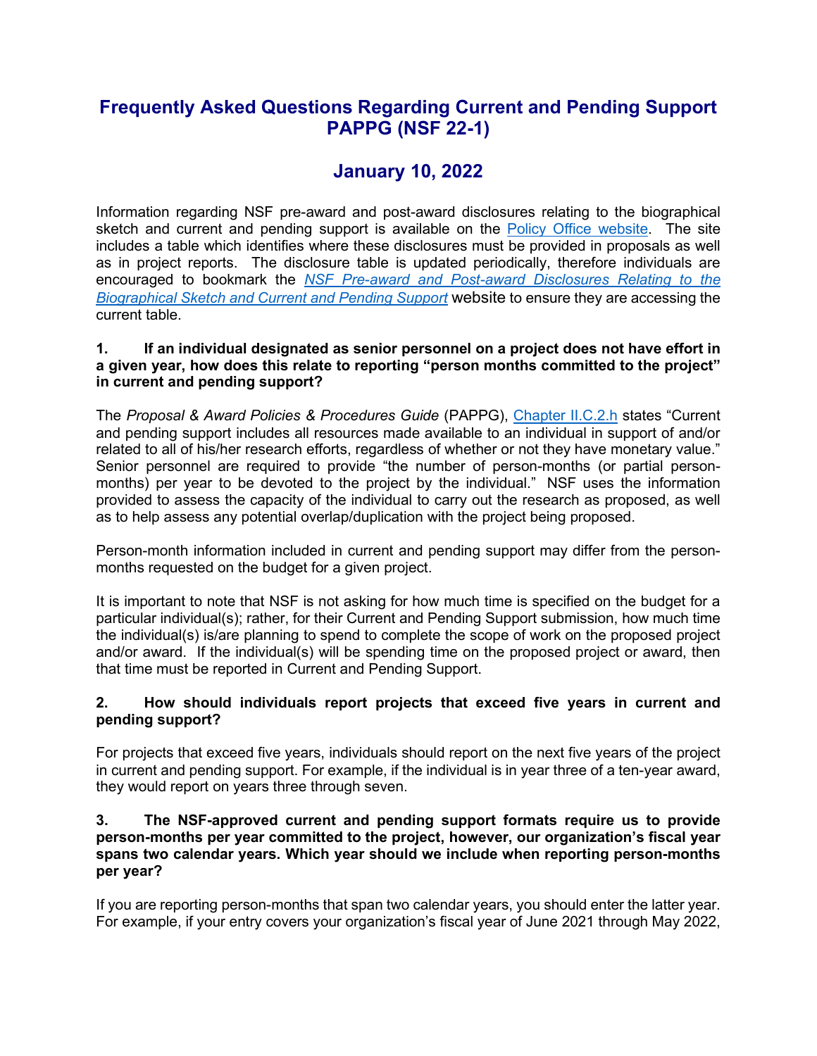# Frequently Asked Questions Regarding Current and Pending Support PAPPG (NSF 22-1)

## January 10, 2022

Information regarding NSF pre-award and post-award disclosures relating to the biographical sketch and current and pending support is available on the Policy Office website. The site includes a table which identifies where these disclosures must be provided in proposals as well as in project reports. The disclosure table is updated periodically, therefore individuals are encouraged to bookmark the *NSF Pre-award and Post-award Disclosures Relating to the Biographical Sketch and Current and Pending Support* website to ensure they are accessing the current table.

**1. If an individual designated as senior personnel on a project does not have effort in a given year, how does this relate to reporting "person months committed to the project" in current and pending support?**

The *Proposal & Award Policies & Procedures Guide* (PAPPG), Chapter II.C.2.h states "Current and pending support includes all resources made available to an individual in support of and/or related to all of his/her research efforts, regardless of whether or not they have monetary value." Senior personnel are required to provide "the number of person-months (or partial person-months) per year to be devoted to the project by the individual." NSF uses the information provided to assess the capacity of the individual to carry out the research as proposed, as well as to help assess any potential overlap/duplication with the project being proposed.

Person-month information included in current and pending support may differ from the person-months requested on the budget for a given project.

It is important to note that NSF is not asking for how much time is specified on the budget for a particular individual(s); rather, for their Current and Pending Support submission, how much time the individual(s) is/are planning to spend to complete the scope of work on the proposed project and/or award. If the individual(s) will be spending time on the proposed project or award, then that time must be reported in Current and Pending Support.

**2. How should individuals report projects that exceed five years in current and pending support?**

For projects that exceed five years, individuals should report on the next five years of the project in current and pending support. For example, if the individual is in year three of a ten-year award, they would report on years three through seven.

**3. The NSF-approved current and pending support formats require us to provide person-months per year committed to the project, however, our organization's fiscal year spans two calendar years. Which year should we include when reporting person-months per year?**

If you are reporting person-months that span two calendar years, you should enter the latter year. For example, if your entry covers your organization's fiscal year of June 2021 through May 2022,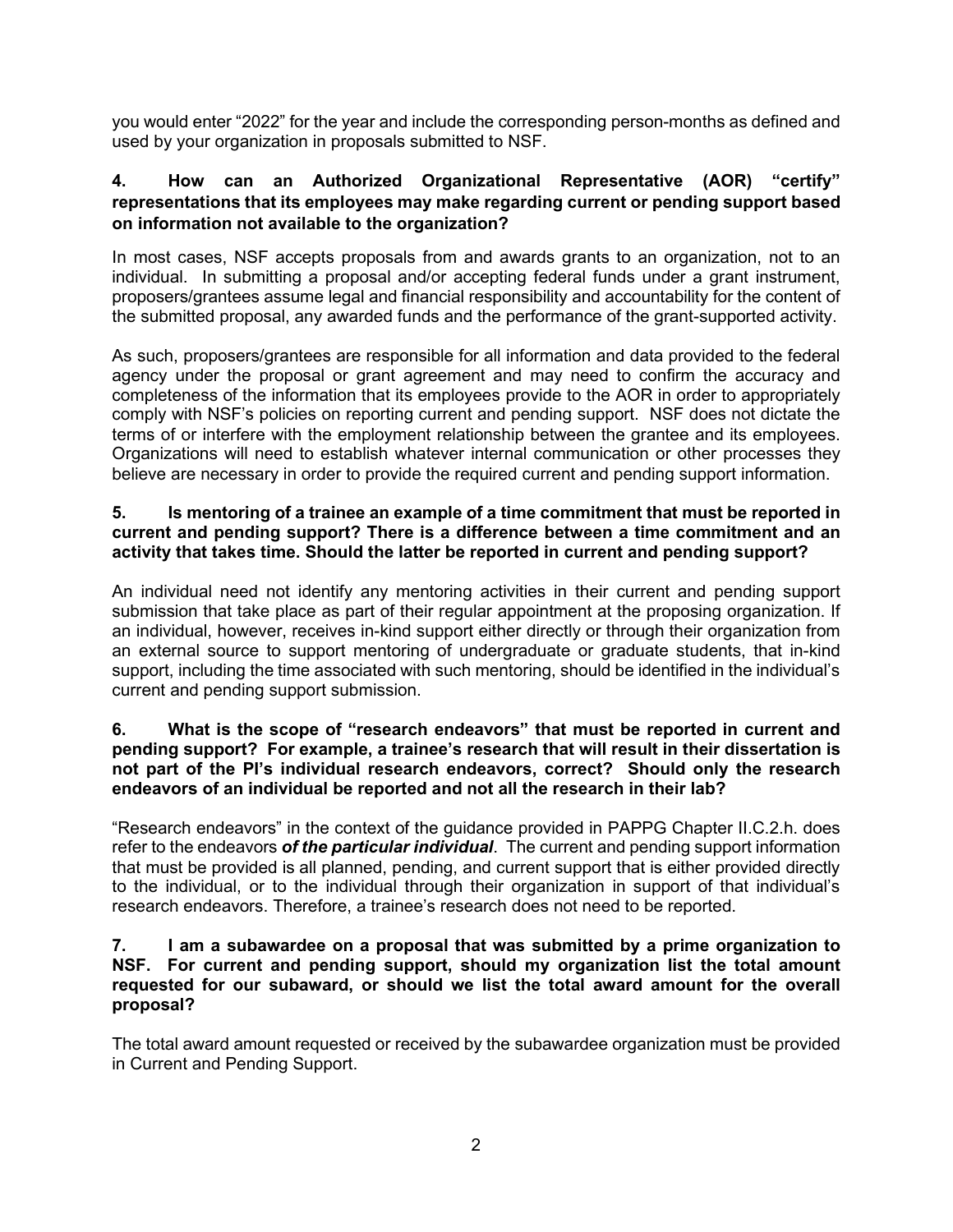you would enter “2022” for the year and include the corresponding person-months as defined and used by your organization in proposals submitted to NSF.

**4. How can an Authorized Organizational Representative (AOR) “certify” representations that its employees may make regarding current or pending support based on information not available to the organization?**

In most cases, NSF accepts proposals from and awards grants to an organization, not to an individual. In submitting a proposal and/or accepting federal funds under a grant instrument, proposers/grantees assume legal and financial responsibility and accountability for the content of the submitted proposal, any awarded funds and the performance of the grant-supported activity.

As such, proposers/grantees are responsible for all information and data provided to the federal agency under the proposal or grant agreement and may need to confirm the accuracy and completeness of the information that its employees provide to the AOR in order to appropriately comply with NSF’s policies on reporting current and pending support. NSF does not dictate the terms of or interfere with the employment relationship between the grantee and its employees. Organizations will need to establish whatever internal communication or other processes they believe are necessary in order to provide the required current and pending support information.

**5. Is mentoring of a trainee an example of a time commitment that must be reported in current and pending support? There is a difference between a time commitment and an activity that takes time. Should the latter be reported in current and pending support?**

An individual need not identify any mentoring activities in their current and pending support submission that take place as part of their regular appointment at the proposing organization. If an individual, however, receives in-kind support either directly or through their organization from an external source to support mentoring of undergraduate or graduate students, that in-kind support, including the time associated with such mentoring, should be identified in the individual’s current and pending support submission.

**6. What is the scope of “research endeavors” that must be reported in current and pending support? For example, a trainee’s research that will result in their dissertation is not part of the PI’s individual research endeavors, correct? Should only the research endeavors of an individual be reported and not all the research in their lab?**

“Research endeavors” in the context of the guidance provided in PAPPG Chapter II.C.2.h. does refer to the endeavors ***of the particular individual***. The current and pending support information that must be provided is all planned, pending, and current support that is either provided directly to the individual, or to the individual through their organization in support of that individual’s research endeavors. Therefore, a trainee’s research does not need to be reported.

**7. I am a subawardee on a proposal that was submitted by a prime organization to NSF. For current and pending support, should my organization list the total amount requested for our subaward, or should we list the total award amount for the overall proposal?**

The total award amount requested or received by the subawardee organization must be provided in Current and Pending Support.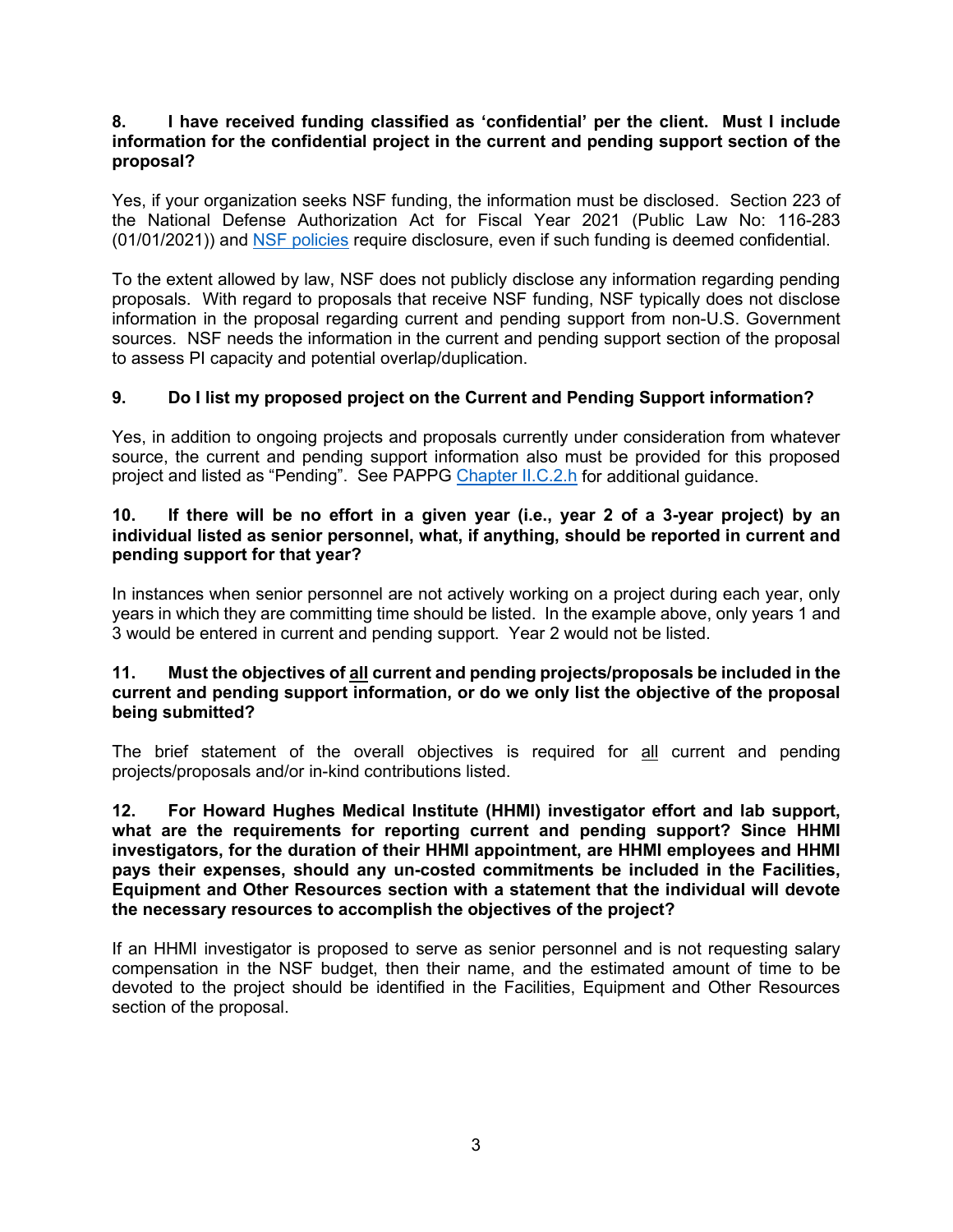**8. I have received funding classified as 'confidential' per the client. Must I include information for the confidential project in the current and pending support section of the proposal?**

Yes, if your organization seeks NSF funding, the information must be disclosed. Section 223 of the National Defense Authorization Act for Fiscal Year 2021 (Public Law No: 116-283 (01/01/2021)) and NSF policies require disclosure, even if such funding is deemed confidential.

To the extent allowed by law, NSF does not publicly disclose any information regarding pending proposals. With regard to proposals that receive NSF funding, NSF typically does not disclose information in the proposal regarding current and pending support from non-U.S. Government sources. NSF needs the information in the current and pending support section of the proposal to assess PI capacity and potential overlap/duplication.

**9. Do I list my proposed project on the Current and Pending Support information?**

Yes, in addition to ongoing projects and proposals currently under consideration from whatever source, the current and pending support information also must be provided for this proposed project and listed as "Pending". See PAPPG Chapter II.C.2.h for additional guidance.

**10. If there will be no effort in a given year (i.e., year 2 of a 3-year project) by an individual listed as senior personnel, what, if anything, should be reported in current and pending support for that year?**

In instances when senior personnel are not actively working on a project during each year, only years in which they are committing time should be listed. In the example above, only years 1 and 3 would be entered in current and pending support. Year 2 would not be listed.

**11. Must the objectives of all current and pending projects/proposals be included in the current and pending support information, or do we only list the objective of the proposal being submitted?**

The brief statement of the overall objectives is required for all current and pending projects/proposals and/or in-kind contributions listed.

**12. For Howard Hughes Medical Institute (HHMI) investigator effort and lab support, what are the requirements for reporting current and pending support? Since HHMI investigators, for the duration of their HHMI appointment, are HHMI employees and HHMI pays their expenses, should any un-costed commitments be included in the Facilities, Equipment and Other Resources section with a statement that the individual will devote the necessary resources to accomplish the objectives of the project?**

If an HHMI investigator is proposed to serve as senior personnel and is not requesting salary compensation in the NSF budget, then their name, and the estimated amount of time to be devoted to the project should be identified in the Facilities, Equipment and Other Resources section of the proposal.